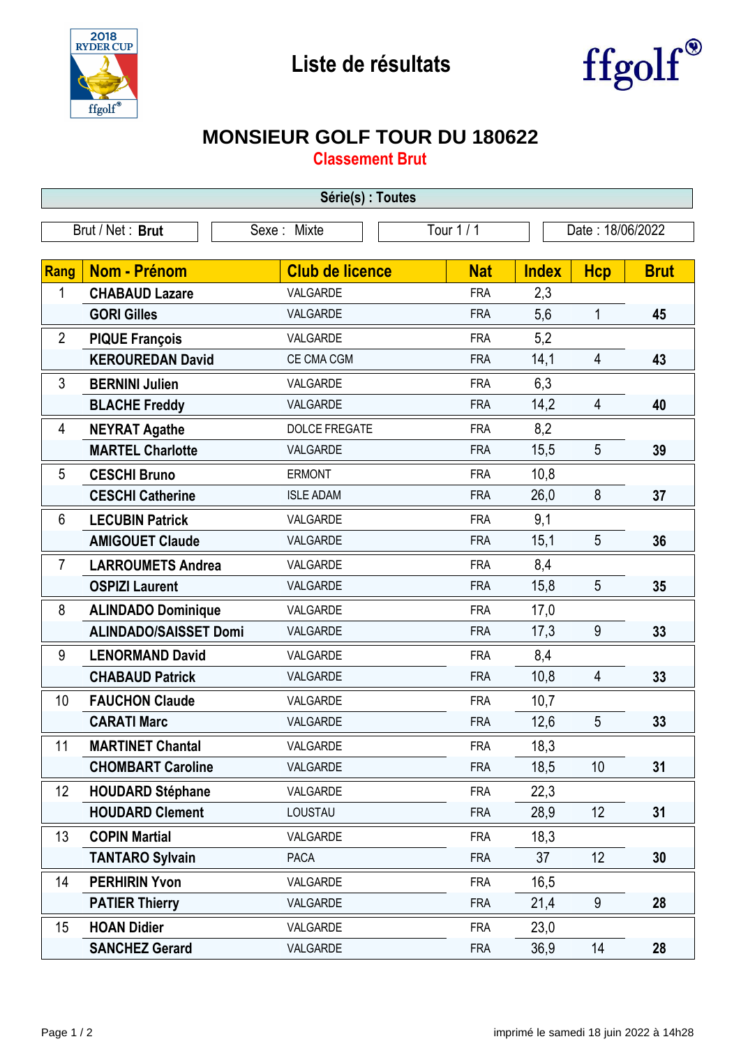# Liste de résultats

## MONSIEUR GOLF TOUR DU 180622

### Classement Brut

**Série(s) : Toutes**

Brut / Net : **Brut** | Sexe : Mixte | Tour 1 / 1 | Date : 18/06/2022

| Rang | Nom - Prénom | Club de licence | Nat | Index | Hcp | Brut |
|---|---|---|---|---|---|---|
| 1 | **CHABAUD Lazare** | VALGARDE | FRA | 2,3 | | |
| | **GORI Gilles** | VALGARDE | FRA | 5,6 | 1 | **45** |
| 2 | **PIQUE François** | VALGARDE | FRA | 5,2 | | |
| | **KEROUREDAN David** | CE CMA CGM | FRA | 14,1 | 4 | **43** |
| 3 | **BERNINI Julien** | VALGARDE | FRA | 6,3 | | |
| | **BLACHE Freddy** | VALGARDE | FRA | 14,2 | 4 | **40** |
| 4 | **NEYRAT Agathe** | DOLCE FREGATE | FRA | 8,2 | | |
| | **MARTEL Charlotte** | VALGARDE | FRA | 15,5 | 5 | **39** |
| 5 | **CESCHI Bruno** | ERMONT | FRA | 10,8 | | |
| | **CESCHI Catherine** | ISLE ADAM | FRA | 26,0 | 8 | **37** |
| 6 | **LECUBIN Patrick** | VALGARDE | FRA | 9,1 | | |
| | **AMIGOUET Claude** | VALGARDE | FRA | 15,1 | 5 | **36** |
| 7 | **LARROUMETS Andrea** | VALGARDE | FRA | 8,4 | | |
| | **OSPIZI Laurent** | VALGARDE | FRA | 15,8 | 5 | **35** |
| 8 | **ALINDADO Dominique** | VALGARDE | FRA | 17,0 | | |
| | **ALINDADO/SAISSET Domi** | VALGARDE | FRA | 17,3 | 9 | **33** |
| 9 | **LENORMAND David** | VALGARDE | FRA | 8,4 | | |
| | **CHABAUD Patrick** | VALGARDE | FRA | 10,8 | 4 | **33** |
| 10 | **FAUCHON Claude** | VALGARDE | FRA | 10,7 | | |
| | **CARATI Marc** | VALGARDE | FRA | 12,6 | 5 | **33** |
| 11 | **MARTINET Chantal** | VALGARDE | FRA | 18,3 | | |
| | **CHOMBART Caroline** | VALGARDE | FRA | 18,5 | 10 | **31** |
| 12 | **HOUDARD Stéphane** | VALGARDE | FRA | 22,3 | | |
| | **HOUDARD Clement** | LOUSTAU | FRA | 28,9 | 12 | **31** |
| 13 | **COPIN Martial** | VALGARDE | FRA | 18,3 | | |
| | **TANTARO Sylvain** | PACA | FRA | 37 | 12 | **30** |
| 14 | **PERHIRIN Yvon** | VALGARDE | FRA | 16,5 | | |
| | **PATIER Thierry** | VALGARDE | FRA | 21,4 | 9 | **28** |
| 15 | **HOAN Didier** | VALGARDE | FRA | 23,0 | | |
| | **SANCHEZ Gerard** | VALGARDE | FRA | 36,9 | 14 | **28** |

imprimé le samedi 18 juin 2022 à 14h28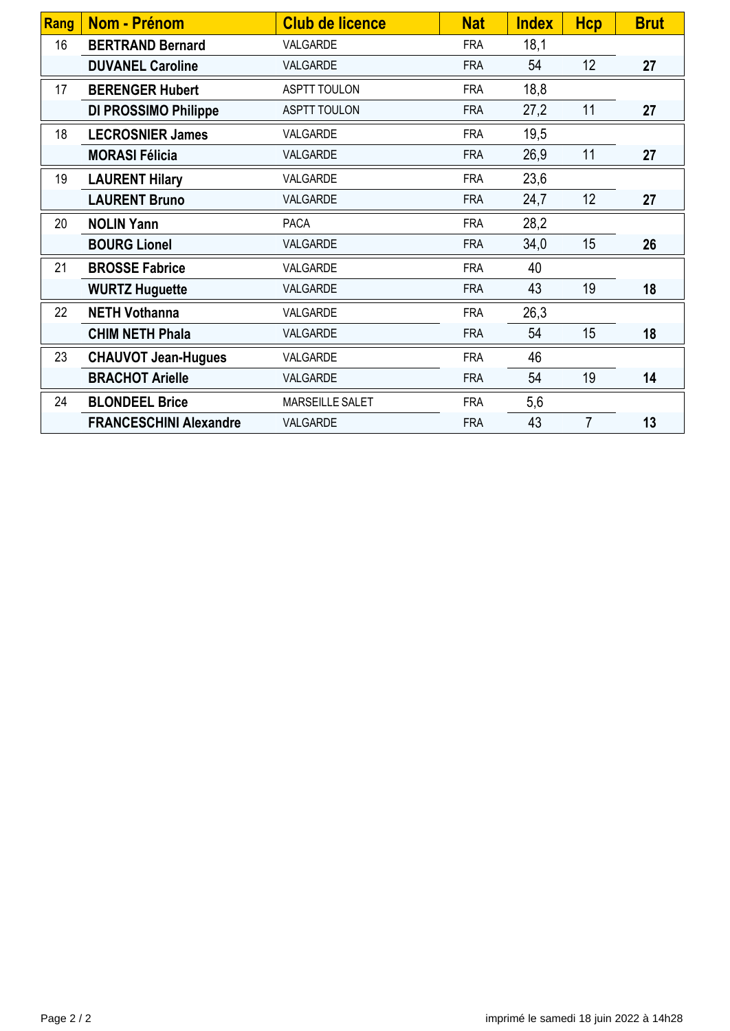| Rang | Nom - Prénom | Club de licence | Nat | Index | Hcp | Brut |
|---|---|---|---|---|---|---|
| 16 | **BERTRAND Bernard** | VALGARDE | FRA | 18,1 | | |
| | **DUVANEL Caroline** | VALGARDE | FRA | 54 | 12 | **27** |
| 17 | **BERENGER Hubert** | ASPTT TOULON | FRA | 18,8 | | |
| | **DI PROSSIMO Philippe** | ASPTT TOULON | FRA | 27,2 | 11 | **27** |
| 18 | **LECROSNIER James** | VALGARDE | FRA | 19,5 | | |
| | **MORASI Félicia** | VALGARDE | FRA | 26,9 | 11 | **27** |
| 19 | **LAURENT Hilary** | VALGARDE | FRA | 23,6 | | |
| | **LAURENT Bruno** | VALGARDE | FRA | 24,7 | 12 | **27** |
| 20 | **NOLIN Yann** | PACA | FRA | 28,2 | | |
| | **BOURG Lionel** | VALGARDE | FRA | 34,0 | 15 | **26** |
| 21 | **BROSSE Fabrice** | VALGARDE | FRA | 40 | | |
| | **WURTZ Huguette** | VALGARDE | FRA | 43 | 19 | **18** |
| 22 | **NETH Vothanna** | VALGARDE | FRA | 26,3 | | |
| | **CHIM NETH Phala** | VALGARDE | FRA | 54 | 15 | **18** |
| 23 | **CHAUVOT Jean-Hugues** | VALGARDE | FRA | 46 | | |
| | **BRACHOT Arielle** | VALGARDE | FRA | 54 | 19 | **14** |
| 24 | **BLONDEEL Brice** | MARSEILLE SALET | FRA | 5,6 | | |
| | **FRANCESCHINI Alexandre** | VALGARDE | FRA | 43 | 7 | **13** |

imprimé le samedi 18 juin 2022 à 14h28